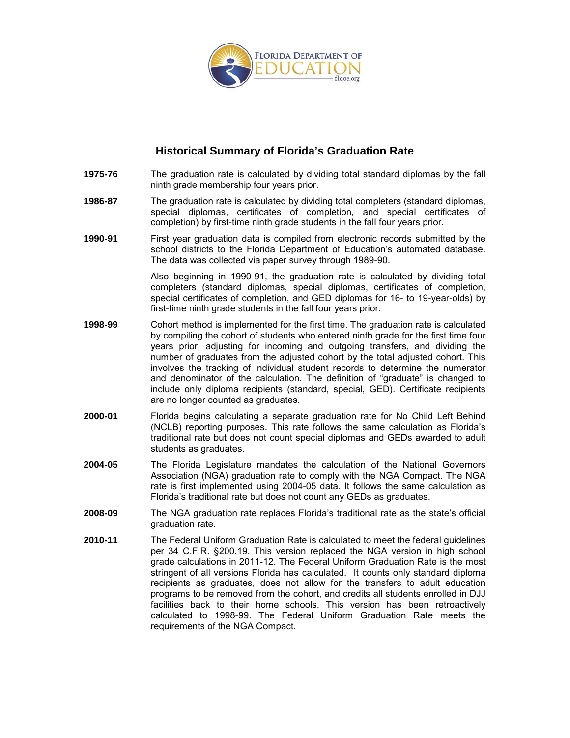FLORIDA DEPARTMENT OF EDUCATION
fldoe.org

# Historical Summary of Florida's Graduation Rate

**1975-76** The graduation rate is calculated by dividing total standard diplomas by the fall ninth grade membership four years prior.

**1986-87** The graduation rate is calculated by dividing total completers (standard diplomas, special diplomas, certificates of completion, and special certificates of completion) by first-time ninth grade students in the fall four years prior.

**1990-91** First year graduation data is compiled from electronic records submitted by the school districts to the Florida Department of Education's automated database. The data was collected via paper survey through 1989-90.

Also beginning in 1990-91, the graduation rate is calculated by dividing total completers (standard diplomas, special diplomas, certificates of completion, special certificates of completion, and GED diplomas for 16- to 19-year-olds) by first-time ninth grade students in the fall four years prior.

**1998-99** Cohort method is implemented for the first time. The graduation rate is calculated by compiling the cohort of students who entered ninth grade for the first time four years prior, adjusting for incoming and outgoing transfers, and dividing the number of graduates from the adjusted cohort by the total adjusted cohort. This involves the tracking of individual student records to determine the numerator and denominator of the calculation. The definition of "graduate" is changed to include only diploma recipients (standard, special, GED). Certificate recipients are no longer counted as graduates.

**2000-01** Florida begins calculating a separate graduation rate for No Child Left Behind (NCLB) reporting purposes. This rate follows the same calculation as Florida's traditional rate but does not count special diplomas and GEDs awarded to adult students as graduates.

**2004-05** The Florida Legislature mandates the calculation of the National Governors Association (NGA) graduation rate to comply with the NGA Compact. The NGA rate is first implemented using 2004-05 data. It follows the same calculation as Florida's traditional rate but does not count any GEDs as graduates.

**2008-09** The NGA graduation rate replaces Florida's traditional rate as the state's official graduation rate.

**2010-11** The Federal Uniform Graduation Rate is calculated to meet the federal guidelines per 34 C.F.R. §200.19. This version replaced the NGA version in high school grade calculations in 2011-12. The Federal Uniform Graduation Rate is the most stringent of all versions Florida has calculated. It counts only standard diploma recipients as graduates, does not allow for the transfers to adult education programs to be removed from the cohort, and credits all students enrolled in DJJ facilities back to their home schools. This version has been retroactively calculated to 1998-99. The Federal Uniform Graduation Rate meets the requirements of the NGA Compact.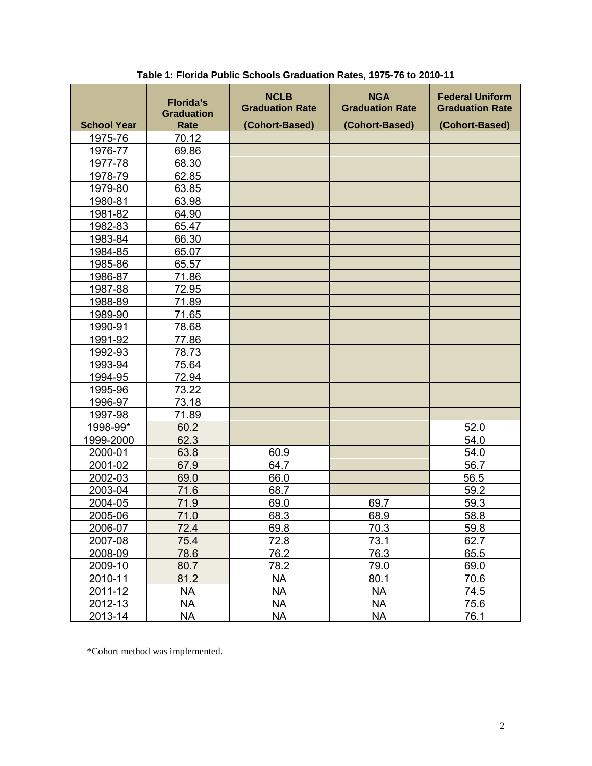**Table 1: Florida Public Schools Graduation Rates, 1975-76 to 2010-11**

| School Year | Florida's Graduation Rate | NCLB Graduation Rate (Cohort-Based) | NGA Graduation Rate (Cohort-Based) | Federal Uniform Graduation Rate (Cohort-Based) |
|---|---|---|---|---|
| 1975-76 | 70.12 | | | |
| 1976-77 | 69.86 | | | |
| 1977-78 | 68.30 | | | |
| 1978-79 | 62.85 | | | |
| 1979-80 | 63.85 | | | |
| 1980-81 | 63.98 | | | |
| 1981-82 | 64.90 | | | |
| 1982-83 | 65.47 | | | |
| 1983-84 | 66.30 | | | |
| 1984-85 | 65.07 | | | |
| 1985-86 | 65.57 | | | |
| 1986-87 | 71.86 | | | |
| 1987-88 | 72.95 | | | |
| 1988-89 | 71.89 | | | |
| 1989-90 | 71.65 | | | |
| 1990-91 | 78.68 | | | |
| 1991-92 | 77.86 | | | |
| 1992-93 | 78.73 | | | |
| 1993-94 | 75.64 | | | |
| 1994-95 | 72.94 | | | |
| 1995-96 | 73.22 | | | |
| 1996-97 | 73.18 | | | |
| 1997-98 | 71.89 | | | |
| 1998-99* | 60.2 | | | 52.0 |
| 1999-2000 | 62.3 | | | 54.0 |
| 2000-01 | 63.8 | 60.9 | | 54.0 |
| 2001-02 | 67.9 | 64.7 | | 56.7 |
| 2002-03 | 69.0 | 66.0 | | 56.5 |
| 2003-04 | 71.6 | 68.7 | | 59.2 |
| 2004-05 | 71.9 | 69.0 | 69.7 | 59.3 |
| 2005-06 | 71.0 | 68.3 | 68.9 | 58.8 |
| 2006-07 | 72.4 | 69.8 | 70.3 | 59.8 |
| 2007-08 | 75.4 | 72.8 | 73.1 | 62.7 |
| 2008-09 | 78.6 | 76.2 | 76.3 | 65.5 |
| 2009-10 | 80.7 | 78.2 | 79.0 | 69.0 |
| 2010-11 | 81.2 | NA | 80.1 | 70.6 |
| 2011-12 | NA | NA | NA | 74.5 |
| 2012-13 | NA | NA | NA | 75.6 |
| 2013-14 | NA | NA | NA | 76.1 |

*Cohort method was implemented.